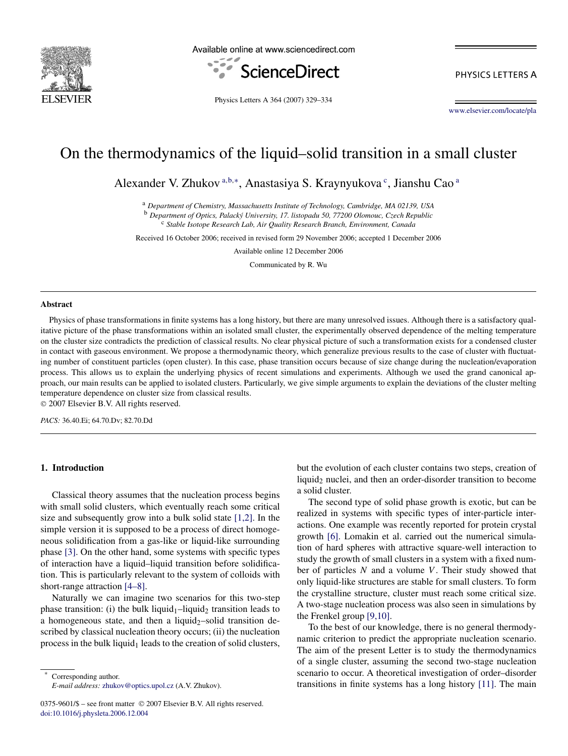# On the thermodynamics of the liquid–solid transition in a small cluster

Alexander V. Zhukov [a,b,*], Anastasiya S. Kraynyukova [c], Jianshu Cao [a]

[a] *Department of Chemistry, Massachusetts Institute of Technology, Cambridge, MA 02139, USA*
[b] *Department of Optics, Palacký University, 17. listopadu 50, 77200 Olomouc, Czech Republic*
[c] *Stable Isotope Research Lab, Air Quality Research Branch, Environment, Canada*

Received 16 October 2006; received in revised form 29 November 2006; accepted 1 December 2006

Available online 12 December 2006

Communicated by R. Wu

## Abstract

Physics of phase transformations in finite systems has a long history, but there are many unresolved issues. Although there is a satisfactory qualitative picture of the phase transformations within an isolated small cluster, the experimentally observed dependence of the melting temperature on the cluster size contradicts the prediction of classical results. No clear physical picture of such a transformation exists for a condensed cluster in contact with gaseous environment. We propose a thermodynamic theory, which generalize previous results to the case of cluster with fluctuating number of constituent particles (open cluster). In this case, phase transition occurs because of size change during the nucleation/evaporation process. This allows us to explain the underlying physics of recent simulations and experiments. Although we used the grand canonical approach, our main results can be applied to isolated clusters. Particularly, we give simple arguments to explain the deviations of the cluster melting temperature dependence on cluster size from classical results.

© 2007 Elsevier B.V. All rights reserved.

*PACS:* 36.40.Ei; 64.70.Dv; 82.70.Dd

## 1. Introduction

Classical theory assumes that the nucleation process begins with small solid clusters, which eventually reach some critical size and subsequently grow into a bulk solid state [1,2]. In the simple version it is supposed to be a process of direct homogeneous solidification from a gas-like or liquid-like surrounding phase [3]. On the other hand, some systems with specific types of interaction have a liquid–liquid transition before solidification. This is particularly relevant to the system of colloids with short-range attraction [4–8].

Naturally we can imagine two scenarios for this two-step phase transition: (i) the bulk liquid$_1$–liquid$_2$ transition leads to a homogeneous state, and then a liquid$_2$–solid transition described by classical nucleation theory occurs; (ii) the nucleation process in the bulk liquid$_1$ leads to the creation of solid clusters, but the evolution of each cluster contains two steps, creation of liquid$_2$ nuclei, and then an order-disorder transition to become a solid cluster.

The second type of solid phase growth is exotic, but can be realized in systems with specific types of inter-particle interactions. One example was recently reported for protein crystal growth [6]. Lomakin et al. carried out the numerical simulation of hard spheres with attractive square-well interaction to study the growth of small clusters in a system with a fixed number of particles $N$ and a volume $V$. Their study showed that only liquid-like structures are stable for small clusters. To form the crystalline structure, cluster must reach some critical size. A two-stage nucleation process was also seen in simulations by the Frenkel group [9,10].

To the best of our knowledge, there is no general thermodynamic criterion to predict the appropriate nucleation scenario. The aim of the present Letter is to study the thermodynamics of a single cluster, assuming the second two-stage nucleation scenario to occur. A theoretical investigation of order–disorder transitions in finite systems has a long history [11]. The main

---

\* Corresponding author.
*E-mail address:* zhukov@optics.upol.cz (A.V. Zhukov).

0375-9601/$ – see front matter © 2007 Elsevier B.V. All rights reserved.
doi:10.1016/j.physleta.2006.12.004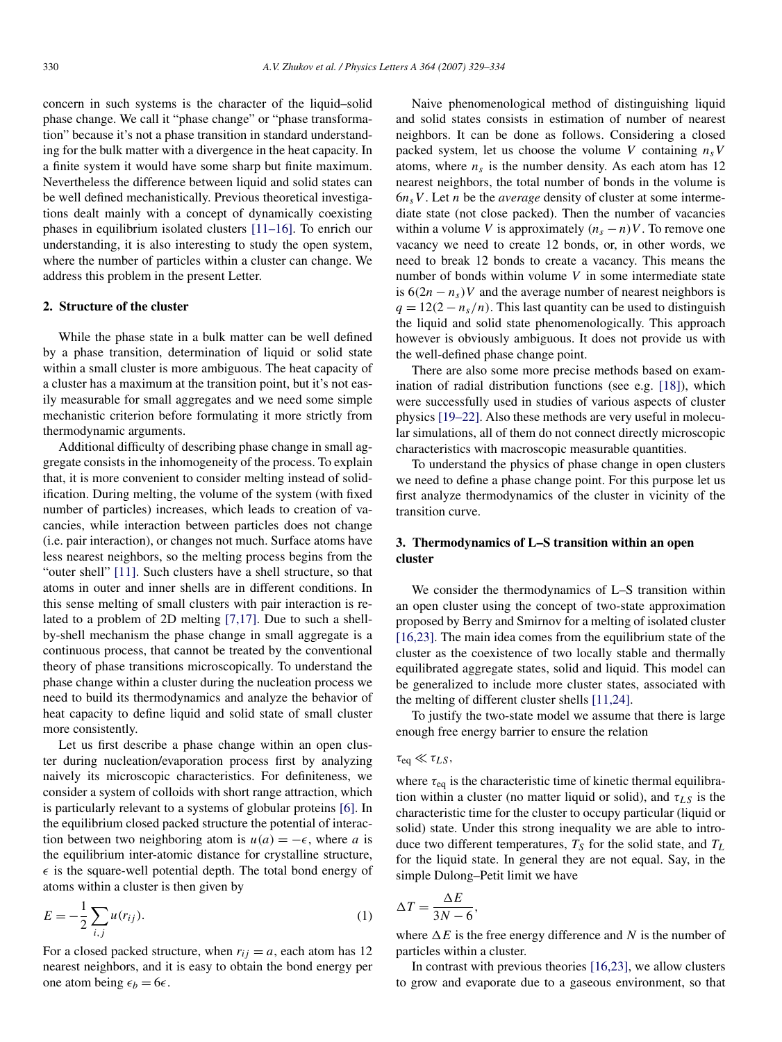concern in such systems is the character of the liquid–solid phase change. We call it "phase change" or "phase transformation" because it's not a phase transition in standard understanding for the bulk matter with a divergence in the heat capacity. In a finite system it would have some sharp but finite maximum. Nevertheless the difference between liquid and solid states can be well defined mechanistically. Previous theoretical investigations dealt mainly with a concept of dynamically coexisting phases in equilibrium isolated clusters [11–16]. To enrich our understanding, it is also interesting to study the open system, where the number of particles within a cluster can change. We address this problem in the present Letter.

## 2. Structure of the cluster

While the phase state in a bulk matter can be well defined by a phase transition, determination of liquid or solid state within a small cluster is more ambiguous. The heat capacity of a cluster has a maximum at the transition point, but it's not easily measurable for small aggregates and we need some simple mechanistic criterion before formulating it more strictly from thermodynamic arguments.

Additional difficulty of describing phase change in small aggregate consists in the inhomogeneity of the process. To explain that, it is more convenient to consider melting instead of solidification. During melting, the volume of the system (with fixed number of particles) increases, which leads to creation of vacancies, while interaction between particles does not change (i.e. pair interaction), or changes not much. Surface atoms have less nearest neighbors, so the melting process begins from the "outer shell" [11]. Such clusters have a shell structure, so that atoms in outer and inner shells are in different conditions. In this sense melting of small clusters with pair interaction is related to a problem of 2D melting [7,17]. Due to such a shell-by-shell mechanism the phase change in small aggregate is a continuous process, that cannot be treated by the conventional theory of phase transitions microscopically. To understand the phase change within a cluster during the nucleation process we need to build its thermodynamics and analyze the behavior of heat capacity to define liquid and solid state of small cluster more consistently.

Let us first describe a phase change within an open cluster during nucleation/evaporation process first by analyzing naively its microscopic characteristics. For definiteness, we consider a system of colloids with short range attraction, which is particularly relevant to a systems of globular proteins [6]. In the equilibrium closed packed structure the potential of interaction between two neighboring atom is $u(a) = -\epsilon$, where $a$ is the equilibrium inter-atomic distance for crystalline structure, $\epsilon$ is the square-well potential depth. The total bond energy of atoms within a cluster is then given by

$$E = -\frac{1}{2}\sum_{i,j} u(r_{ij}). \tag{1}$$

For a closed packed structure, when $r_{ij} = a$, each atom has 12 nearest neighbors, and it is easy to obtain the bond energy per one atom being $\epsilon_b = 6\epsilon$.

Naive phenomenological method of distinguishing liquid and solid states consists in estimation of number of nearest neighbors. It can be done as follows. Considering a closed packed system, let us choose the volume $V$ containing $n_s V$ atoms, where $n_s$ is the number density. As each atom has 12 nearest neighbors, the total number of bonds in the volume is $6n_s V$. Let $n$ be the *average* density of cluster at some intermediate state (not close packed). Then the number of vacancies within a volume $V$ is approximately $(n_s - n)V$. To remove one vacancy we need to create 12 bonds, or, in other words, we need to break 12 bonds to create a vacancy. This means the number of bonds within volume $V$ in some intermediate state is $6(2n - n_s)V$ and the average number of nearest neighbors is $q = 12(2 - n_s/n)$. This last quantity can be used to distinguish the liquid and solid state phenomenologically. This approach however is obviously ambiguous. It does not provide us with the well-defined phase change point.

There are also some more precise methods based on examination of radial distribution functions (see e.g. [18]), which were successfully used in studies of various aspects of cluster physics [19–22]. Also these methods are very useful in molecular simulations, all of them do not connect directly microscopic characteristics with macroscopic measurable quantities.

To understand the physics of phase change in open clusters we need to define a phase change point. For this purpose let us first analyze thermodynamics of the cluster in vicinity of the transition curve.

## 3. Thermodynamics of L–S transition within an open cluster

We consider the thermodynamics of L–S transition within an open cluster using the concept of two-state approximation proposed by Berry and Smirnov for a melting of isolated cluster [16,23]. The main idea comes from the equilibrium state of the cluster as the coexistence of two locally stable and thermally equilibrated aggregate states, solid and liquid. This model can be generalized to include more cluster states, associated with the melting of different cluster shells [11,24].

To justify the two-state model we assume that there is large enough free energy barrier to ensure the relation

$$\tau_{\mathrm{eq}} \ll \tau_{LS},$$

where $\tau_{\mathrm{eq}}$ is the characteristic time of kinetic thermal equilibration within a cluster (no matter liquid or solid), and $\tau_{LS}$ is the characteristic time for the cluster to occupy particular (liquid or solid) state. Under this strong inequality we are able to introduce two different temperatures, $T_S$ for the solid state, and $T_L$ for the liquid state. In general they are not equal. Say, in the simple Dulong–Petit limit we have

$$\Delta T = \frac{\Delta E}{3N - 6},$$

where $\Delta E$ is the free energy difference and $N$ is the number of particles within a cluster.

In contrast with previous theories [16,23], we allow clusters to grow and evaporate due to a gaseous environment, so that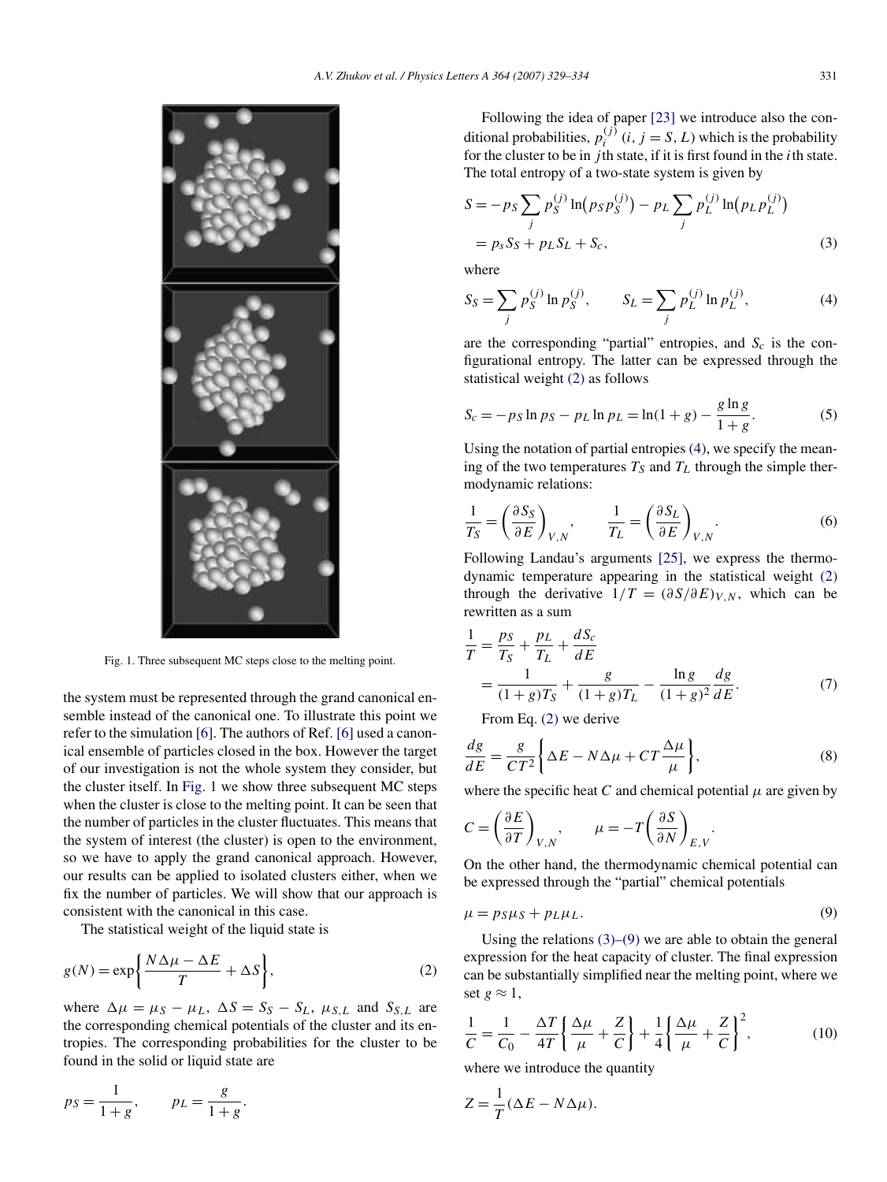Fig. 1. Three subsequent MC steps close to the melting point.

the system must be represented through the grand canonical ensemble instead of the canonical one. To illustrate this point we refer to the simulation [6]. The authors of Ref. [6] used a canonical ensemble of particles closed in the box. However the target of our investigation is not the whole system they consider, but the cluster itself. In Fig. 1 we show three subsequent MC steps when the cluster is close to the melting point. It can be seen that the number of particles in the cluster fluctuates. This means that the system of interest (the cluster) is open to the environment, so we have to apply the grand canonical approach. However, our results can be applied to isolated clusters either, when we fix the number of particles. We will show that our approach is consistent with the canonical in this case.

The statistical weight of the liquid state is

$$g(N) = \exp\left\{\frac{N\Delta\mu - \Delta E}{T} + \Delta S\right\}, \tag{2}$$

where $\Delta\mu = \mu_S - \mu_L$, $\Delta S = S_S - S_L$, $\mu_{S,L}$ and $S_{S,L}$ are the corresponding chemical potentials of the cluster and its entropies. The corresponding probabilities for the cluster to be found in the solid or liquid state are

$$p_S = \frac{1}{1+g}, \qquad p_L = \frac{g}{1+g}.$$

Following the idea of paper [23] we introduce also the conditional probabilities, $p_i^{(j)}$ $(i, j = S, L)$ which is the probability for the cluster to be in $j$th state, if it is first found in the $i$th state. The total entropy of a two-state system is given by

$$\begin{aligned} S &= -p_S \sum_j p_S^{(j)} \ln\bigl(p_S p_S^{(j)}\bigr) - p_L \sum_j p_L^{(j)} \ln\bigl(p_L p_L^{(j)}\bigr) \\ &= p_s S_S + p_L S_L + S_c, \end{aligned} \tag{3}$$

where

$$S_S = \sum_j p_S^{(j)} \ln p_S^{(j)}, \qquad S_L = \sum_j p_L^{(j)} \ln p_L^{(j)}, \tag{4}$$

are the corresponding "partial" entropies, and $S_c$ is the configurational entropy. The latter can be expressed through the statistical weight (2) as follows

$$S_c = -p_S \ln p_S - p_L \ln p_L = \ln(1+g) - \frac{g \ln g}{1+g}. \tag{5}$$

Using the notation of partial entropies (4), we specify the meaning of the two temperatures $T_S$ and $T_L$ through the simple thermodynamic relations:

$$\frac{1}{T_S} = \left(\frac{\partial S_S}{\partial E}\right)_{V,N}, \qquad \frac{1}{T_L} = \left(\frac{\partial S_L}{\partial E}\right)_{V,N}. \tag{6}$$

Following Landau's arguments [25], we express the thermodynamic temperature appearing in the statistical weight (2) through the derivative $1/T = (\partial S/\partial E)_{V,N}$, which can be rewritten as a sum

$$\begin{aligned} \frac{1}{T} &= \frac{p_S}{T_S} + \frac{p_L}{T_L} + \frac{dS_c}{dE} \\ &= \frac{1}{(1+g)T_S} + \frac{g}{(1+g)T_L} - \frac{\ln g}{(1+g)^2}\frac{dg}{dE}. \end{aligned} \tag{7}$$

From Eq. (2) we derive

$$\frac{dg}{dE} = \frac{g}{CT^2}\left\{\Delta E - N\Delta\mu + CT\frac{\Delta\mu}{\mu}\right\}, \tag{8}$$

where the specific heat $C$ and chemical potential $\mu$ are given by

$$C = \left(\frac{\partial E}{\partial T}\right)_{V,N}, \qquad \mu = -T\left(\frac{\partial S}{\partial N}\right)_{E,V}.$$

On the other hand, the thermodynamic chemical potential can be expressed through the "partial" chemical potentials

$$\mu = p_S \mu_S + p_L \mu_L. \tag{9}$$

Using the relations (3)–(9) we are able to obtain the general expression for the heat capacity of cluster. The final expression can be substantially simplified near the melting point, where we set $g \approx 1$,

$$\frac{1}{C} = \frac{1}{C_0} - \frac{\Delta T}{4T}\left\{\frac{\Delta\mu}{\mu} + \frac{Z}{C}\right\} + \frac{1}{4}\left\{\frac{\Delta\mu}{\mu} + \frac{Z}{C}\right\}^2, \tag{10}$$

where we introduce the quantity

$$Z = \frac{1}{T}(\Delta E - N\Delta\mu).$$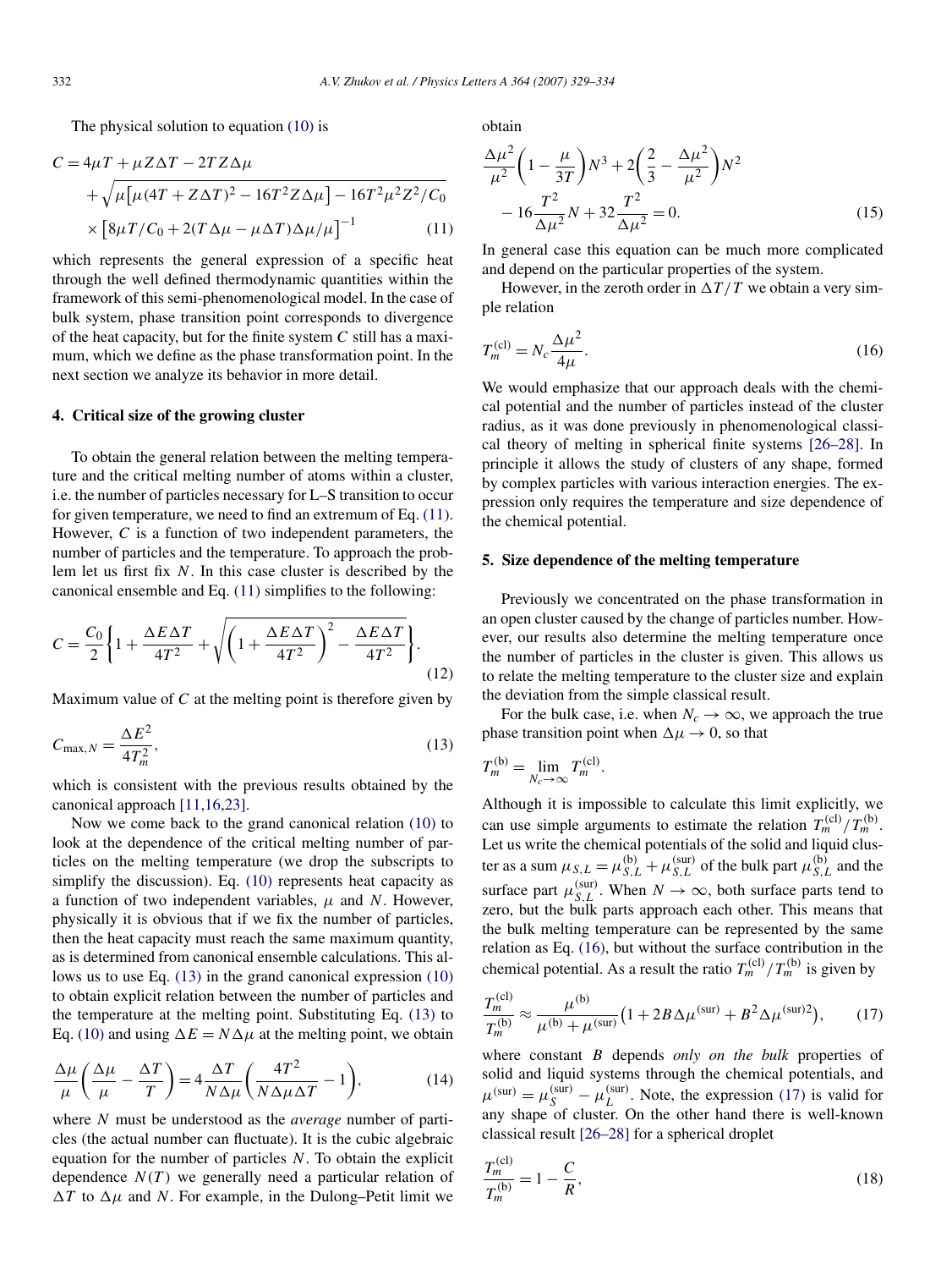The physical solution to equation (10) is

$$
\begin{aligned}
C = {} & 4\mu T + \mu Z \Delta T - 2TZ\Delta\mu \\
& + \sqrt{\mu\left[\mu(4T + Z\Delta T)^2 - 16T^2 Z\Delta\mu\right] - 16T^2\mu^2 Z^2/C_0} \\
& \times \left[8\mu T/C_0 + 2(T\Delta\mu - \mu\Delta T)\Delta\mu/\mu\right]^{-1}
\end{aligned}
\tag{11}
$$

which represents the general expression of a specific heat through the well defined thermodynamic quantities within the framework of this semi-phenomenological model. In the case of bulk system, phase transition point corresponds to divergence of the heat capacity, but for the finite system $C$ still has a maximum, which we define as the phase transformation point. In the next section we analyze its behavior in more detail.

## 4. Critical size of the growing cluster

To obtain the general relation between the melting temperature and the critical melting number of atoms within a cluster, i.e. the number of particles necessary for L–S transition to occur for given temperature, we need to find an extremum of Eq. (11). However, $C$ is a function of two independent parameters, the number of particles and the temperature. To approach the problem let us first fix $N$. In this case cluster is described by the canonical ensemble and Eq. (11) simplifies to the following:

$$
C = \frac{C_0}{2}\left\{1 + \frac{\Delta E \Delta T}{4T^2} + \sqrt{\left(1 + \frac{\Delta E \Delta T}{4T^2}\right)^2 - \frac{\Delta E \Delta T}{4T^2}}\right\}.
\tag{12}
$$

Maximum value of $C$ at the melting point is therefore given by

$$
C_{\max,N} = \frac{\Delta E^2}{4T_m^2},
\tag{13}
$$

which is consistent with the previous results obtained by the canonical approach [11,16,23].

Now we come back to the grand canonical relation (10) to look at the dependence of the critical melting number of particles on the melting temperature (we drop the subscripts to simplify the discussion). Eq. (10) represents heat capacity as a function of two independent variables, $\mu$ and $N$. However, physically it is obvious that if we fix the number of particles, then the heat capacity must reach the same maximum quantity, as is determined from canonical ensemble calculations. This allows us to use Eq. (13) in the grand canonical expression (10) to obtain explicit relation between the number of particles and the temperature at the melting point. Substituting Eq. (13) to Eq. (10) and using $\Delta E = N\Delta\mu$ at the melting point, we obtain

$$
\frac{\Delta\mu}{\mu}\left(\frac{\Delta\mu}{\mu} - \frac{\Delta T}{T}\right) = 4\frac{\Delta T}{N\Delta\mu}\left(\frac{4T^2}{N\Delta\mu\Delta T} - 1\right),
\tag{14}
$$

where $N$ must be understood as the *average* number of particles (the actual number can fluctuate). It is the cubic algebraic equation for the number of particles $N$. To obtain the explicit dependence $N(T)$ we generally need a particular relation of $\Delta T$ to $\Delta\mu$ and $N$. For example, in the Dulong–Petit limit we obtain

$$
\frac{\Delta\mu^2}{\mu^2}\left(1 - \frac{\mu}{3T}\right)N^3 + 2\left(\frac{2}{3} - \frac{\Delta\mu^2}{\mu^2}\right)N^2 - 16\frac{T^2}{\Delta\mu^2}N + 32\frac{T^2}{\Delta\mu^2} = 0.
\tag{15}
$$

In general case this equation can be much more complicated and depend on the particular properties of the system.

However, in the zeroth order in $\Delta T/T$ we obtain a very simple relation

$$
T_m^{(\mathrm{cl})} = N_c\frac{\Delta\mu^2}{4\mu}.
\tag{16}
$$

We would emphasize that our approach deals with the chemical potential and the number of particles instead of the cluster radius, as it was done previously in phenomenological classical theory of melting in spherical finite systems [26–28]. In principle it allows the study of clusters of any shape, formed by complex particles with various interaction energies. The expression only requires the temperature and size dependence of the chemical potential.

## 5. Size dependence of the melting temperature

Previously we concentrated on the phase transformation in an open cluster caused by the change of particles number. However, our results also determine the melting temperature once the number of particles in the cluster is given. This allows us to relate the melting temperature to the cluster size and explain the deviation from the simple classical result.

For the bulk case, i.e. when $N_c \to \infty$, we approach the true phase transition point when $\Delta\mu \to 0$, so that

$$
T_m^{(\mathrm{b})} = \lim_{N_c\to\infty} T_m^{(\mathrm{cl})}.
$$

Although it is impossible to calculate this limit explicitly, we can use simple arguments to estimate the relation $T_m^{(\mathrm{cl})}/T_m^{(\mathrm{b})}$. Let us write the chemical potentials of the solid and liquid cluster as a sum $\mu_{S,L} = \mu_{S,L}^{(\mathrm{b})} + \mu_{S,L}^{(\mathrm{sur})}$ of the bulk part $\mu_{S,L}^{(\mathrm{b})}$ and the surface part $\mu_{S,L}^{(\mathrm{sur})}$. When $N \to \infty$, both surface parts tend to zero, but the bulk parts approach each other. This means that the bulk melting temperature can be represented by the same relation as Eq. (16), but without the surface contribution in the chemical potential. As a result the ratio $T_m^{(\mathrm{cl})}/T_m^{(\mathrm{b})}$ is given by

$$
\frac{T_m^{(\mathrm{cl})}}{T_m^{(\mathrm{b})}} \approx \frac{\mu^{(\mathrm{b})}}{\mu^{(\mathrm{b})} + \mu^{(\mathrm{sur})}}\left(1 + 2B\Delta\mu^{(\mathrm{sur})} + B^2\Delta\mu^{(\mathrm{sur})2}\right),
\tag{17}
$$

where constant $B$ depends *only on the bulk* properties of solid and liquid systems through the chemical potentials, and $\mu^{(\mathrm{sur})} = \mu_S^{(\mathrm{sur})} - \mu_L^{(\mathrm{sur})}$. Note, the expression (17) is valid for any shape of cluster. On the other hand there is well-known classical result [26–28] for a spherical droplet

$$
\frac{T_m^{(\mathrm{cl})}}{T_m^{(\mathrm{b})}} = 1 - \frac{C}{R},
\tag{18}
$$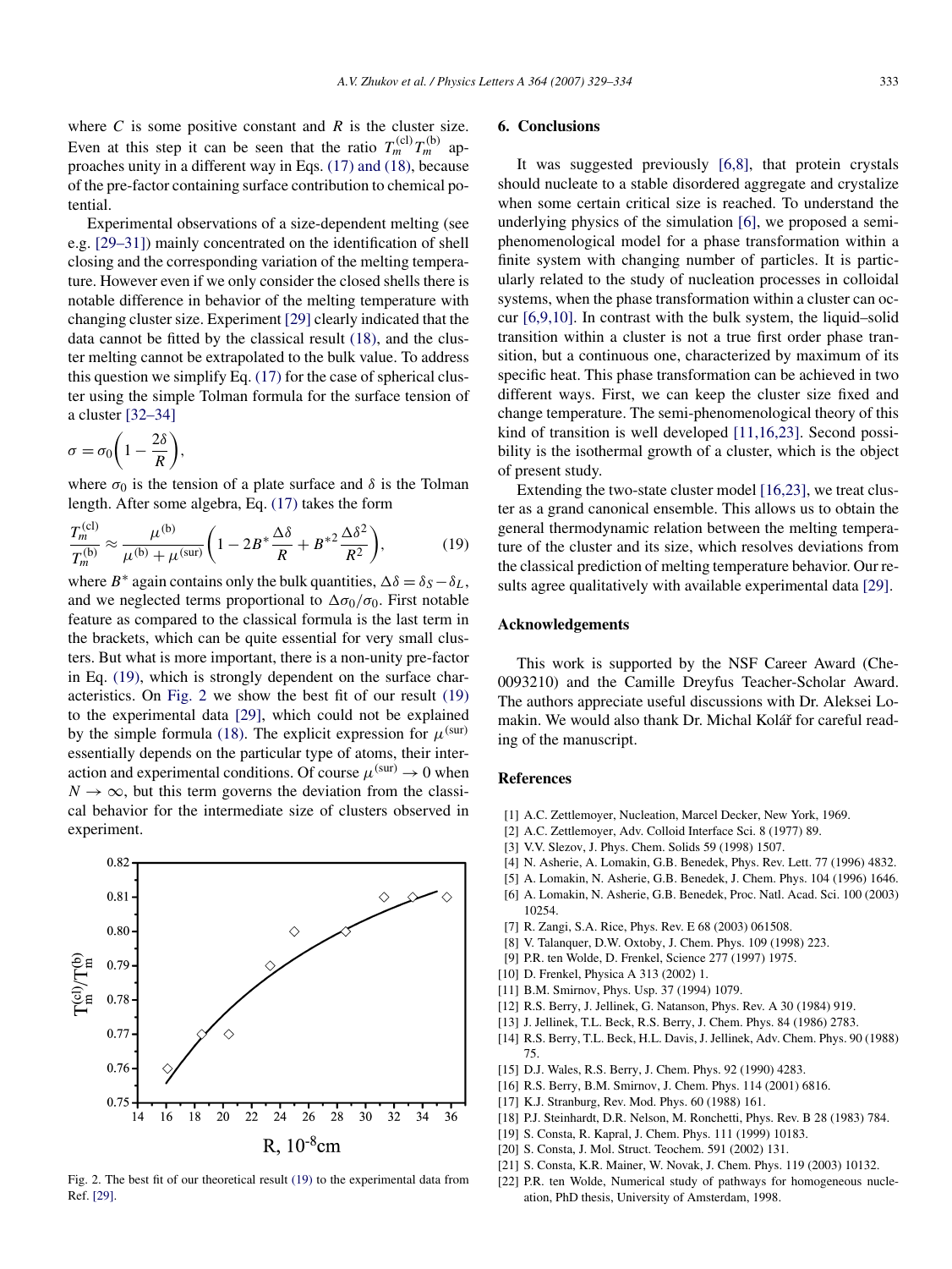where $C$ is some positive constant and $R$ is the cluster size. Even at this step it can be seen that the ratio $T_m^{(\mathrm{cl})} T_m^{(\mathrm{b})}$ approaches unity in a different way in Eqs. (17) and (18), because of the pre-factor containing surface contribution to chemical potential.

Experimental observations of a size-dependent melting (see e.g. [29–31]) mainly concentrated on the identification of shell closing and the corresponding variation of the melting temperature. However even if we only consider the closed shells there is notable difference in behavior of the melting temperature with changing cluster size. Experiment [29] clearly indicated that the data cannot be fitted by the classical result (18), and the cluster melting cannot be extrapolated to the bulk value. To address this question we simplify Eq. (17) for the case of spherical cluster using the simple Tolman formula for the surface tension of a cluster [32–34]

$$\sigma = \sigma_0 \left(1 - \frac{2\delta}{R}\right),$$

where $\sigma_0$ is the tension of a plate surface and $\delta$ is the Tolman length. After some algebra, Eq. (17) takes the form

$$\frac{T_m^{(\mathrm{cl})}}{T_m^{(\mathrm{b})}} \approx \frac{\mu^{(\mathrm{b})}}{\mu^{(\mathrm{b})} + \mu^{(\mathrm{sur})}} \left(1 - 2B^* \frac{\Delta\delta}{R} + B^{*2} \frac{\Delta\delta^2}{R^2}\right), \tag{19}$$

where $B^*$ again contains only the bulk quantities, $\Delta\delta = \delta_S - \delta_L$, and we neglected terms proportional to $\Delta\sigma_0/\sigma_0$. First notable feature as compared to the classical formula is the last term in the brackets, which can be quite essential for very small clusters. But what is more important, there is a non-unity pre-factor in Eq. (19), which is strongly dependent on the surface characteristics. On Fig. 2 we show the best fit of our result (19) to the experimental data [29], which could not be explained by the simple formula (18). The explicit expression for $\mu^{(\mathrm{sur})}$ essentially depends on the particular type of atoms, their interaction and experimental conditions. Of course $\mu^{(\mathrm{sur})} \to 0$ when $N \to \infty$, but this term governs the deviation from the classical behavior for the intermediate size of clusters observed in experiment.

Fig. 2. The best fit of our theoretical result (19) to the experimental data from Ref. [29].

## 6. Conclusions

It was suggested previously [6,8], that protein crystals should nucleate to a stable disordered aggregate and crystalize when some certain critical size is reached. To understand the underlying physics of the simulation [6], we proposed a semi-phenomenological model for a phase transformation within a finite system with changing number of particles. It is particularly related to the study of nucleation processes in colloidal systems, when the phase transformation within a cluster can occur [6,9,10]. In contrast with the bulk system, the liquid–solid transition within a cluster is not a true first order phase transition, but a continuous one, characterized by maximum of its specific heat. This phase transformation can be achieved in two different ways. First, we can keep the cluster size fixed and change temperature. The semi-phenomenological theory of this kind of transition is well developed [11,16,23]. Second possibility is the isothermal growth of a cluster, which is the object of present study.

Extending the two-state cluster model [16,23], we treat cluster as a grand canonical ensemble. This allows us to obtain the general thermodynamic relation between the melting temperature of the cluster and its size, which resolves deviations from the classical prediction of melting temperature behavior. Our results agree qualitatively with available experimental data [29].

## Acknowledgements

This work is supported by the NSF Career Award (Che-0093210) and the Camille Dreyfus Teacher-Scholar Award. The authors appreciate useful discussions with Dr. Aleksei Lomakin. We would also thank Dr. Michal Kolář for careful reading of the manuscript.

## References

[1] A.C. Zettlemoyer, Nucleation, Marcel Decker, New York, 1969.
[2] A.C. Zettlemoyer, Adv. Colloid Interface Sci. 8 (1977) 89.
[3] V.V. Slezov, J. Phys. Chem. Solids 59 (1998) 1507.
[4] N. Asherie, A. Lomakin, G.B. Benedek, Phys. Rev. Lett. 77 (1996) 4832.
[5] A. Lomakin, N. Asherie, G.B. Benedek, J. Chem. Phys. 104 (1996) 1646.
[6] A. Lomakin, N. Asherie, G.B. Benedek, Proc. Natl. Acad. Sci. 100 (2003) 10254.
[7] R. Zangi, S.A. Rice, Phys. Rev. E 68 (2003) 061508.
[8] V. Talanquer, D.W. Oxtoby, J. Chem. Phys. 109 (1998) 223.
[9] P.R. ten Wolde, D. Frenkel, Science 277 (1997) 1975.
[10] D. Frenkel, Physica A 313 (2002) 1.
[11] B.M. Smirnov, Phys. Usp. 37 (1994) 1079.
[12] R.S. Berry, J. Jellinek, G. Natanson, Phys. Rev. A 30 (1984) 919.
[13] J. Jellinek, T.L. Beck, R.S. Berry, J. Chem. Phys. 84 (1986) 2783.
[14] R.S. Berry, T.L. Beck, H.L. Davis, J. Jellinek, Adv. Chem. Phys. 90 (1988) 75.
[15] D.J. Wales, R.S. Berry, J. Chem. Phys. 92 (1990) 4283.
[16] R.S. Berry, B.M. Smirnov, J. Chem. Phys. 114 (2001) 6816.
[17] K.J. Stranburg, Rev. Mod. Phys. 60 (1988) 161.
[18] P.J. Steinhardt, D.R. Nelson, M. Ronchetti, Phys. Rev. B 28 (1983) 784.
[19] S. Consta, R. Kapral, J. Chem. Phys. 111 (1999) 10183.
[20] S. Consta, J. Mol. Struct. Teochem. 591 (2002) 131.
[21] S. Consta, K.R. Mainer, W. Novak, J. Chem. Phys. 119 (2003) 10132.
[22] P.R. ten Wolde, Numerical study of pathways for homogeneous nucleation, PhD thesis, University of Amsterdam, 1998.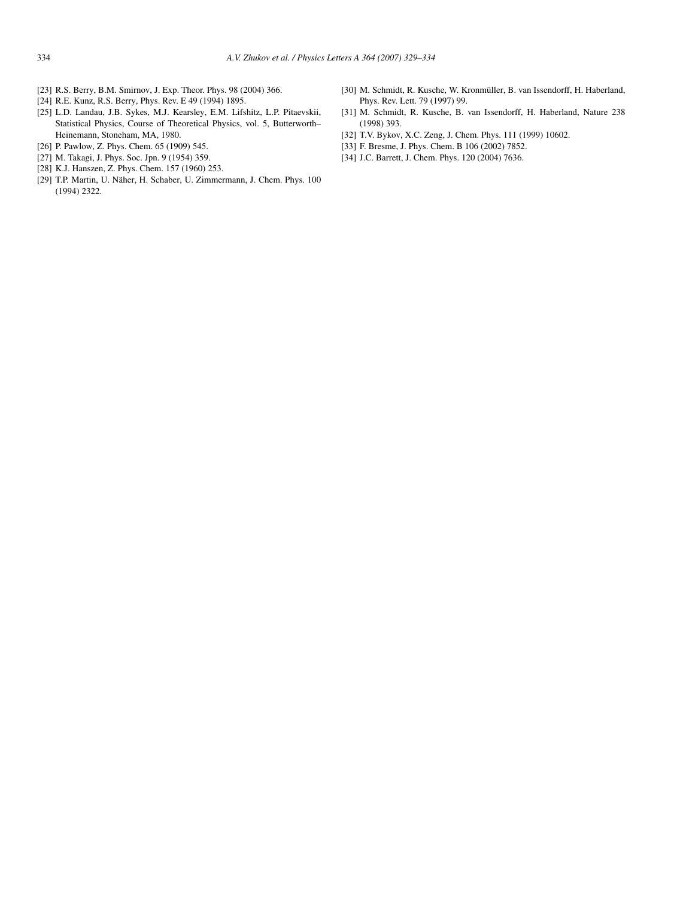[23] R.S. Berry, B.M. Smirnov, J. Exp. Theor. Phys. 98 (2004) 366.

[24] R.E. Kunz, R.S. Berry, Phys. Rev. E 49 (1994) 1895.

[25] L.D. Landau, J.B. Sykes, M.J. Kearsley, E.M. Lifshitz, L.P. Pitaevskii, Statistical Physics, Course of Theoretical Physics, vol. 5, Butterworth–Heinemann, Stoneham, MA, 1980.

[26] P. Pawlow, Z. Phys. Chem. 65 (1909) 545.

[27] M. Takagi, J. Phys. Soc. Jpn. 9 (1954) 359.

[28] K.J. Hanszen, Z. Phys. Chem. 157 (1960) 253.

[29] T.P. Martin, U. Näher, H. Schaber, U. Zimmermann, J. Chem. Phys. 100 (1994) 2322.

[30] M. Schmidt, R. Kusche, W. Kronmüller, B. van Issendorff, H. Haberland, Phys. Rev. Lett. 79 (1997) 99.

[31] M. Schmidt, R. Kusche, B. van Issendorff, H. Haberland, Nature 238 (1998) 393.

[32] T.V. Bykov, X.C. Zeng, J. Chem. Phys. 111 (1999) 10602.

[33] F. Bresme, J. Phys. Chem. B 106 (2002) 7852.

[34] J.C. Barrett, J. Chem. Phys. 120 (2004) 7636.